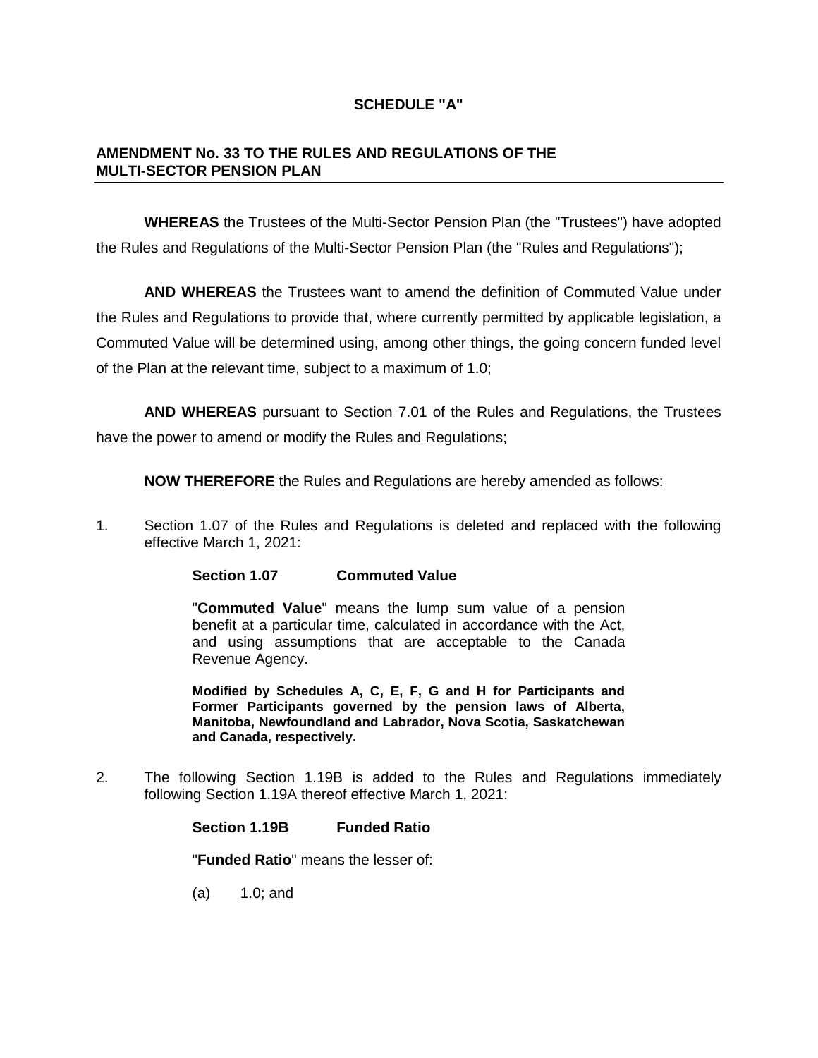**SCHEDULE "A"**

## AMENDMENT No. 33 TO THE RULES AND REGULATIONS OF THE MULTI-SECTOR PENSION PLAN

**WHEREAS** the Trustees of the Multi-Sector Pension Plan (the "Trustees") have adopted the Rules and Regulations of the Multi-Sector Pension Plan (the "Rules and Regulations");

**AND WHEREAS** the Trustees want to amend the definition of Commuted Value under the Rules and Regulations to provide that, where currently permitted by applicable legislation, a Commuted Value will be determined using, among other things, the going concern funded level of the Plan at the relevant time, subject to a maximum of 1.0;

**AND WHEREAS** pursuant to Section 7.01 of the Rules and Regulations, the Trustees have the power to amend or modify the Rules and Regulations;

**NOW THEREFORE** the Rules and Regulations are hereby amended as follows:

1. Section 1.07 of the Rules and Regulations is deleted and replaced with the following effective March 1, 2021:

    **Section 1.07 Commuted Value**

    "**Commuted Value**" means the lump sum value of a pension benefit at a particular time, calculated in accordance with the Act, and using assumptions that are acceptable to the Canada Revenue Agency.

    **Modified by Schedules A, C, E, F, G and H for Participants and Former Participants governed by the pension laws of Alberta, Manitoba, Newfoundland and Labrador, Nova Scotia, Saskatchewan and Canada, respectively.**

2. The following Section 1.19B is added to the Rules and Regulations immediately following Section 1.19A thereof effective March 1, 2021:

    **Section 1.19B Funded Ratio**

    "**Funded Ratio**" means the lesser of:

    (a) 1.0; and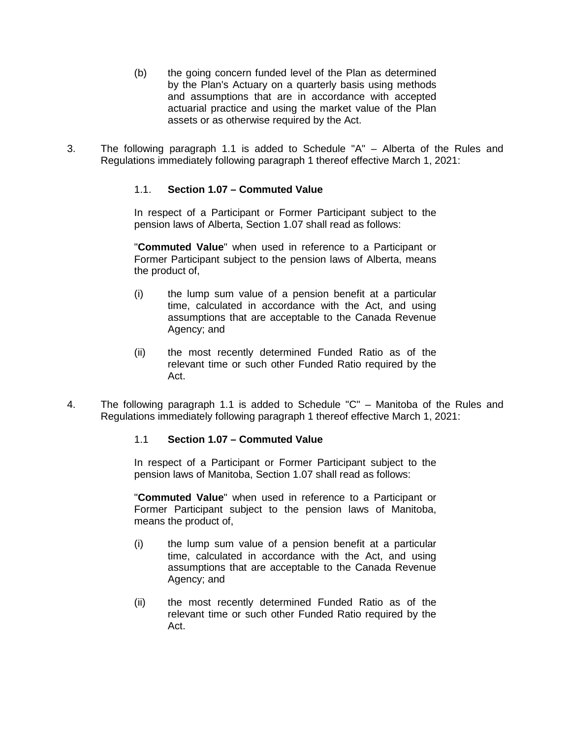(b) the going concern funded level of the Plan as determined by the Plan's Actuary on a quarterly basis using methods and assumptions that are in accordance with accepted actuarial practice and using the market value of the Plan assets or as otherwise required by the Act.

3. The following paragraph 1.1 is added to Schedule "A" – Alberta of the Rules and Regulations immediately following paragraph 1 thereof effective March 1, 2021:

   1.1. **Section 1.07 – Commuted Value**

   In respect of a Participant or Former Participant subject to the pension laws of Alberta, Section 1.07 shall read as follows:

   "**Commuted Value**" when used in reference to a Participant or Former Participant subject to the pension laws of Alberta, means the product of,

   (i) the lump sum value of a pension benefit at a particular time, calculated in accordance with the Act, and using assumptions that are acceptable to the Canada Revenue Agency; and

   (ii) the most recently determined Funded Ratio as of the relevant time or such other Funded Ratio required by the Act.

4. The following paragraph 1.1 is added to Schedule "C" – Manitoba of the Rules and Regulations immediately following paragraph 1 thereof effective March 1, 2021:

   1.1 **Section 1.07 – Commuted Value**

   In respect of a Participant or Former Participant subject to the pension laws of Manitoba, Section 1.07 shall read as follows:

   "**Commuted Value**" when used in reference to a Participant or Former Participant subject to the pension laws of Manitoba, means the product of,

   (i) the lump sum value of a pension benefit at a particular time, calculated in accordance with the Act, and using assumptions that are acceptable to the Canada Revenue Agency; and

   (ii) the most recently determined Funded Ratio as of the relevant time or such other Funded Ratio required by the Act.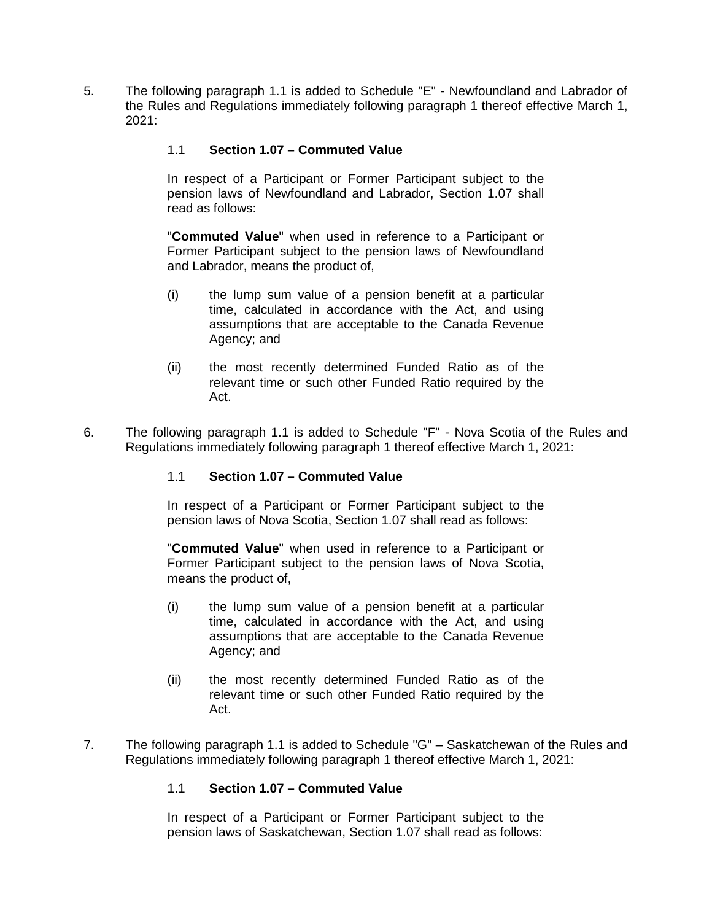5. The following paragraph 1.1 is added to Schedule "E" - Newfoundland and Labrador of the Rules and Regulations immediately following paragraph 1 thereof effective March 1, 2021:

   1.1 **Section 1.07 – Commuted Value**

   In respect of a Participant or Former Participant subject to the pension laws of Newfoundland and Labrador, Section 1.07 shall read as follows:

   "**Commuted Value**" when used in reference to a Participant or Former Participant subject to the pension laws of Newfoundland and Labrador, means the product of,

   (i) the lump sum value of a pension benefit at a particular time, calculated in accordance with the Act, and using assumptions that are acceptable to the Canada Revenue Agency; and

   (ii) the most recently determined Funded Ratio as of the relevant time or such other Funded Ratio required by the Act.

6. The following paragraph 1.1 is added to Schedule "F" - Nova Scotia of the Rules and Regulations immediately following paragraph 1 thereof effective March 1, 2021:

   1.1 **Section 1.07 – Commuted Value**

   In respect of a Participant or Former Participant subject to the pension laws of Nova Scotia, Section 1.07 shall read as follows:

   "**Commuted Value**" when used in reference to a Participant or Former Participant subject to the pension laws of Nova Scotia, means the product of,

   (i) the lump sum value of a pension benefit at a particular time, calculated in accordance with the Act, and using assumptions that are acceptable to the Canada Revenue Agency; and

   (ii) the most recently determined Funded Ratio as of the relevant time or such other Funded Ratio required by the Act.

7. The following paragraph 1.1 is added to Schedule "G" – Saskatchewan of the Rules and Regulations immediately following paragraph 1 thereof effective March 1, 2021:

   1.1 **Section 1.07 – Commuted Value**

   In respect of a Participant or Former Participant subject to the pension laws of Saskatchewan, Section 1.07 shall read as follows: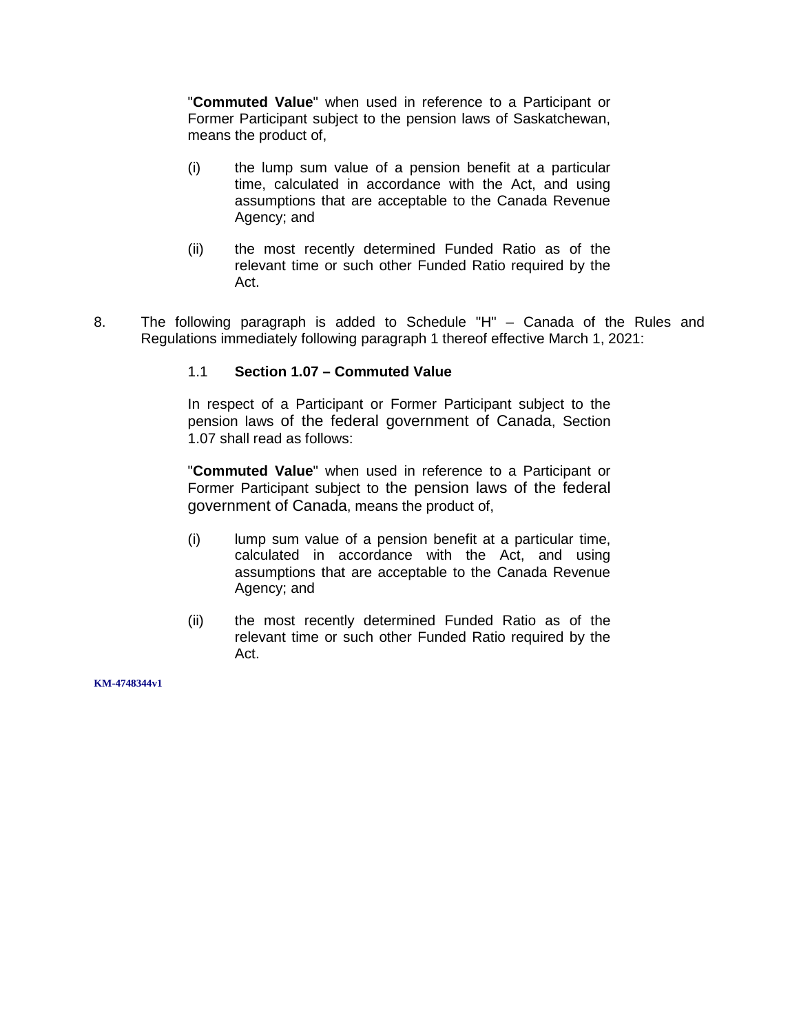"**Commuted Value**" when used in reference to a Participant or Former Participant subject to the pension laws of Saskatchewan, means the product of,

(i) the lump sum value of a pension benefit at a particular time, calculated in accordance with the Act, and using assumptions that are acceptable to the Canada Revenue Agency; and

(ii) the most recently determined Funded Ratio as of the relevant time or such other Funded Ratio required by the Act.

8. The following paragraph is added to Schedule "H" – Canada of the Rules and Regulations immediately following paragraph 1 thereof effective March 1, 2021:

1.1 **Section 1.07 – Commuted Value**

In respect of a Participant or Former Participant subject to the pension laws of the federal government of Canada, Section 1.07 shall read as follows:

"**Commuted Value**" when used in reference to a Participant or Former Participant subject to the pension laws of the federal government of Canada, means the product of,

(i) lump sum value of a pension benefit at a particular time, calculated in accordance with the Act, and using assumptions that are acceptable to the Canada Revenue Agency; and

(ii) the most recently determined Funded Ratio as of the relevant time or such other Funded Ratio required by the Act.

KM-4748344v1